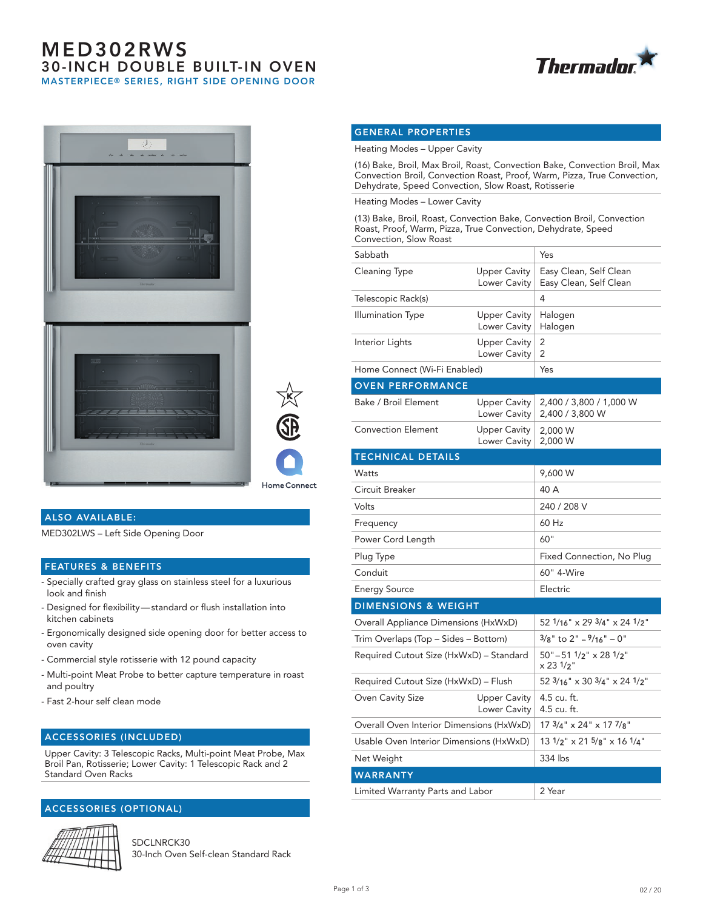# MED302RWS

## 30-INCH DOUBLE BUILT-IN OVEN

### MASTERPIECE® SERIES, RIGHT SIDE OPENING DOOR

Thermador

Home Connect

## ALSO AVAILABLE:

MED302LWS – Left Side Opening Door

## FEATURES & BENEFITS

- Specially crafted gray glass on stainless steel for a luxurious look and finish
- Designed for flexibility — standard or flush installation into kitchen cabinets
- Ergonomically designed side opening door for better access to oven cavity
- Commercial style rotisserie with 12 pound capacity
- Multi-point Meat Probe to better capture temperature in roast and poultry
- Fast 2-hour self clean mode

## ACCESSORIES (INCLUDED)

Upper Cavity: 3 Telescopic Racks, Multi-point Meat Probe, Max Broil Pan, Rotisserie; Lower Cavity: 1 Telescopic Rack and 2 Standard Oven Racks

## ACCESSORIES (OPTIONAL)

SDCLNRCK30
30-Inch Oven Self-clean Standard Rack

## GENERAL PROPERTIES

Heating Modes – Upper Cavity

(16) Bake, Broil, Max Broil, Roast, Convection Bake, Convection Broil, Max Convection Broil, Convection Roast, Proof, Warm, Pizza, True Convection, Dehydrate, Speed Convection, Slow Roast, Rotisserie

Heating Modes – Lower Cavity

(13) Bake, Broil, Roast, Convection Bake, Convection Broil, Convection Roast, Proof, Warm, Pizza, True Convection, Dehydrate, Speed Convection, Slow Roast

| | | |
|---|---|---|
| Sabbath | | Yes |
| Cleaning Type | Upper Cavity<br>Lower Cavity | Easy Clean, Self Clean<br>Easy Clean, Self Clean |
| Telescopic Rack(s) | | 4 |
| Illumination Type | Upper Cavity<br>Lower Cavity | Halogen<br>Halogen |
| Interior Lights | Upper Cavity<br>Lower Cavity | 2<br>2 |
| Home Connect (Wi-Fi Enabled) | | Yes |

## OVEN PERFORMANCE

| | | |
|---|---|---|
| Bake / Broil Element | Upper Cavity<br>Lower Cavity | 2,400 / 3,800 / 1,000 W<br>2,400 / 3,800 W |
| Convection Element | Upper Cavity<br>Lower Cavity | 2,000 W<br>2,000 W |

## TECHNICAL DETAILS

| | |
|---|---|
| Watts | 9,600 W |
| Circuit Breaker | 40 A |
| Volts | 240 / 208 V |
| Frequency | 60 Hz |
| Power Cord Length | 60" |
| Plug Type | Fixed Connection, No Plug |
| Conduit | 60" 4-Wire |
| Energy Source | Electric |

## DIMENSIONS & WEIGHT

| | | |
|---|---|---|
| Overall Appliance Dimensions (HxWxD) | | 52 1/16" x 29 3/4" x 24 1/2" |
| Trim Overlaps (Top – Sides – Bottom) | | 3/8" to 2" – 9/16" – 0" |
| Required Cutout Size (HxWxD) – Standard | | 50"–51 1/2" x 28 1/2" x 23 1/2" |
| Required Cutout Size (HxWxD) – Flush | | 52 3/16" x 30 3/4" x 24 1/2" |
| Oven Cavity Size | Upper Cavity<br>Lower Cavity | 4.5 cu. ft.<br>4.5 cu. ft. |
| Overall Oven Interior Dimensions (HxWxD) | | 17 3/4" x 24" x 17 7/8" |
| Usable Oven Interior Dimensions (HxWxD) | | 13 1/2" x 21 5/8" x 16 1/4" |
| Net Weight | | 334 lbs |

## WARRANTY

| | |
|---|---|
| Limited Warranty Parts and Labor | 2 Year |

02 / 20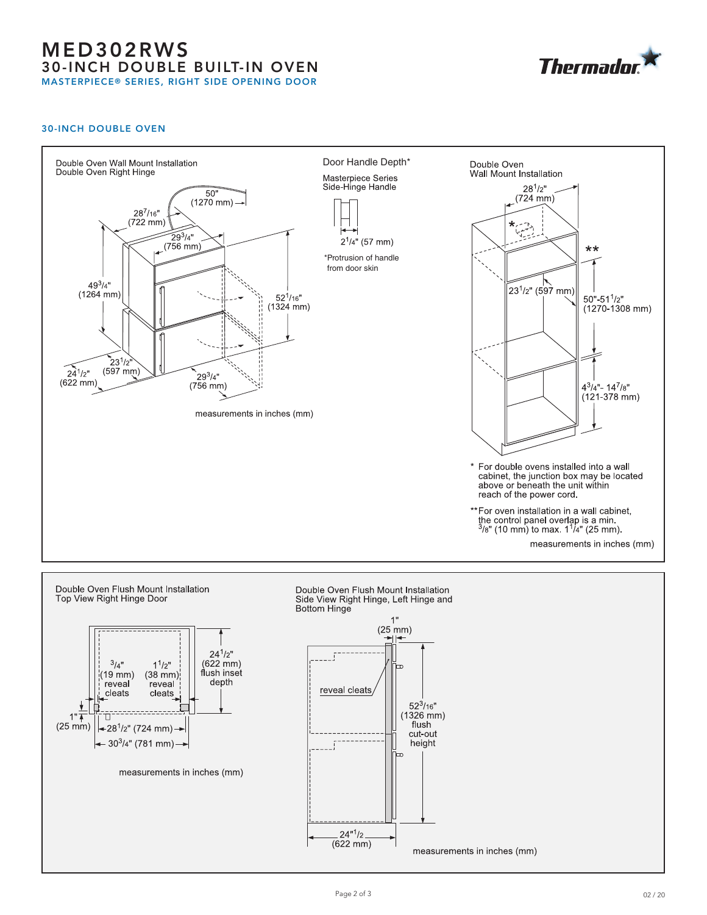# MED302RWS

## 30-INCH DOUBLE BUILT-IN OVEN

### MASTERPIECE® SERIES, RIGHT SIDE OPENING DOOR

### 30-INCH DOUBLE OVEN

**Double Oven Wall Mount Installation**
**Double Oven Right Hinge**

50" (1270 mm)

28 7/16" (722 mm)

29 3/4" (756 mm)

49 3/4" (1264 mm)

52 1/16" (1324 mm)

23 1/2" (597 mm)

24 1/2" (622 mm)

29 3/4" (756 mm)

measurements in inches (mm)

**Door Handle Depth***

Masterpiece Series
Side-Hinge Handle

2 1/4" (57 mm)

*Protrusion of handle from door skin

**Double Oven**
**Wall Mount Installation**

28 1/2" (724 mm)

23 1/2" (597 mm)

50"-51 1/2" (1270-1308 mm)

4 3/4"- 14 7/8" (121-378 mm)

\* For double ovens installed into a wall cabinet, the junction box may be located above or beneath the unit within reach of the power cord.

\*\*For oven installation in a wall cabinet, the control panel overlap is a min. 3/8" (10 mm) to max. 1 1/4" (25 mm).

measurements in inches (mm)

**Double Oven Flush Mount Installation**
**Top View Right Hinge Door**

3/4" (19 mm) reveal cleats

1 1/2" (38 mm) reveal cleats

24 1/2" (622 mm) flush inset depth

1" (25 mm)

28 1/2" (724 mm)

30 3/4" (781 mm)

measurements in inches (mm)

**Double Oven Flush Mount Installation**
**Side View Right Hinge, Left Hinge and Bottom Hinge**

1" (25 mm)

reveal cleats

52 3/16" (1326 mm) flush cut-out height

24"1/2 (622 mm)

measurements in inches (mm)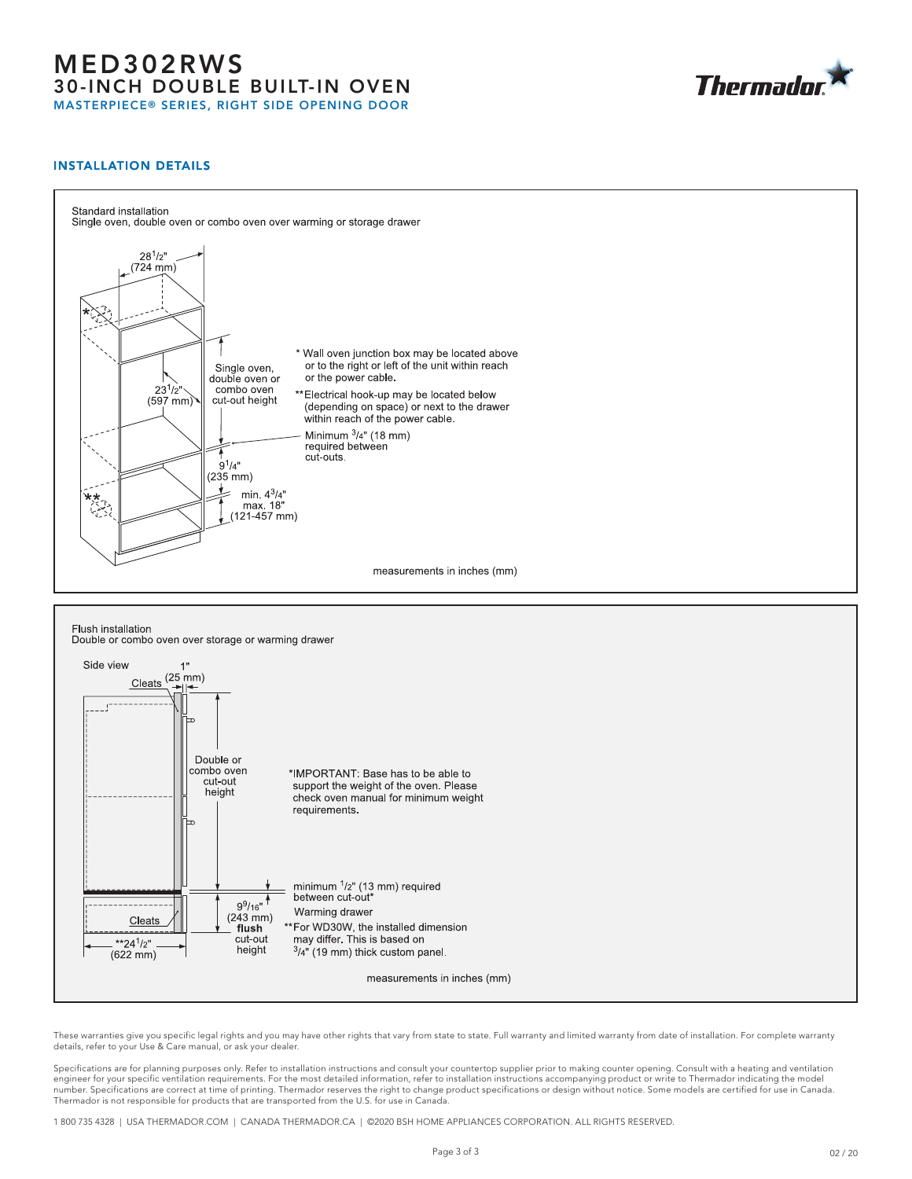# MED302RWS

## 30-INCH DOUBLE BUILT-IN OVEN

### MASTERPIECE® SERIES, RIGHT SIDE OPENING DOOR

Thermador

### INSTALLATION DETAILS

Standard installation
Single oven, double oven or combo oven over warming or storage drawer

28 1/2" (724 mm)

23 1/2" (597 mm)

Single oven, double oven or combo oven cut-out height

9 1/4" (235 mm)

min. 4 3/4" max. 18" (121-457 mm)

\* Wall oven junction box may be located above or to the right or left of the unit within reach or the power cable.

\*\*Electrical hook-up may be located below (depending on space) or next to the drawer within reach of the power cable.

Minimum 3/4" (18 mm) required between cut-outs.

measurements in inches (mm)

Flush installation
Double or combo oven over storage or warming drawer

Side view

Cleats

1" (25 mm)

Double or combo oven cut-out height

\*IMPORTANT: Base has to be able to support the weight of the oven. Please check oven manual for minimum weight requirements.

minimum 1/2" (13 mm) required between cut-out\*

Warming drawer

9 9/16" (243 mm) **flush** cut-out height

Cleats

\*\*24 1/2" (622 mm)

\*\*For WD30W, the installed dimension may differ. This is based on 3/4" (19 mm) thick custom panel.

measurements in inches (mm)

These warranties give you specific legal rights and you may have other rights that vary from state to state. Full warranty and limited warranty from date of installation. For complete warranty details, refer to your Use & Care manual, or ask your dealer.

Specifications are for planning purposes only. Refer to installation instructions and consult your countertop supplier prior to making counter opening. Consult with a heating and ventilation engineer for your specific ventilation requirements. For the most detailed information, refer to installation instructions accompanying product or write to Thermador indicating the model number. Specifications are correct at time of printing. Thermador reserves the right to change product specifications or design without notice. Some models are certified for use in Canada. Thermador is not responsible for products that are transported from the U.S. for use in Canada.

1 800 735 4328 | USA THERMADOR.COM | CANADA THERMADOR.CA | ©2020 BSH HOME APPLIANCES CORPORATION. ALL RIGHTS RESERVED.

02 / 20